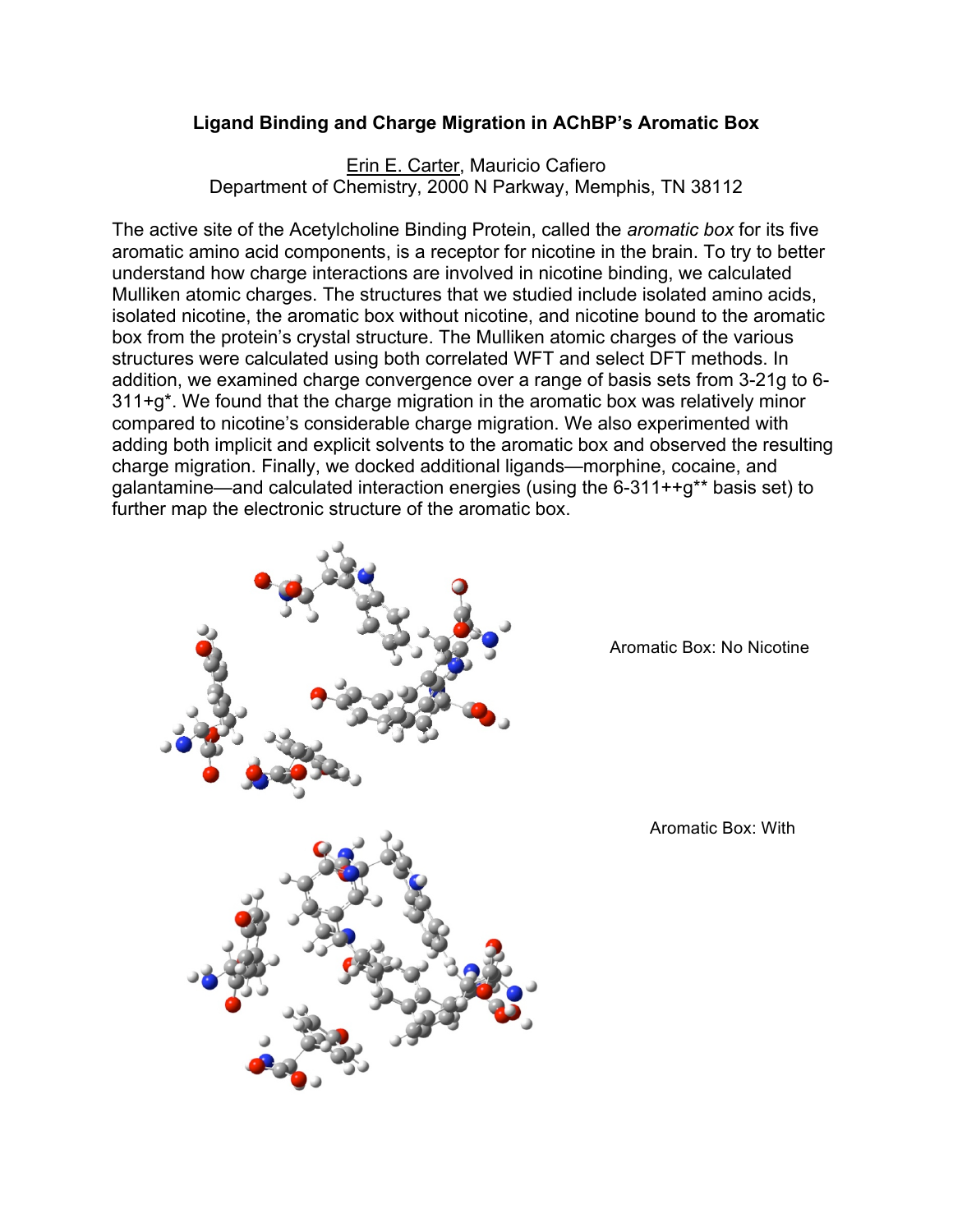# Ligand Binding and Charge Migration in AChBP's Aromatic Box

Erin E. Carter, Mauricio Cafiero
Department of Chemistry, 2000 N Parkway, Memphis, TN 38112

The active site of the Acetylcholine Binding Protein, called the *aromatic box* for its five aromatic amino acid components, is a receptor for nicotine in the brain. To try to better understand how charge interactions are involved in nicotine binding, we calculated Mulliken atomic charges. The structures that we studied include isolated amino acids, isolated nicotine, the aromatic box without nicotine, and nicotine bound to the aromatic box from the protein's crystal structure. The Mulliken atomic charges of the various structures were calculated using both correlated WFT and select DFT methods. In addition, we examined charge convergence over a range of basis sets from 3-21g to 6-311+g*. We found that the charge migration in the aromatic box was relatively minor compared to nicotine's considerable charge migration. We also experimented with adding both implicit and explicit solvents to the aromatic box and observed the resulting charge migration. Finally, we docked additional ligands—morphine, cocaine, and galantamine—and calculated interaction energies (using the 6-311++g** basis set) to further map the electronic structure of the aromatic box.

Aromatic Box: No Nicotine

Aromatic Box: With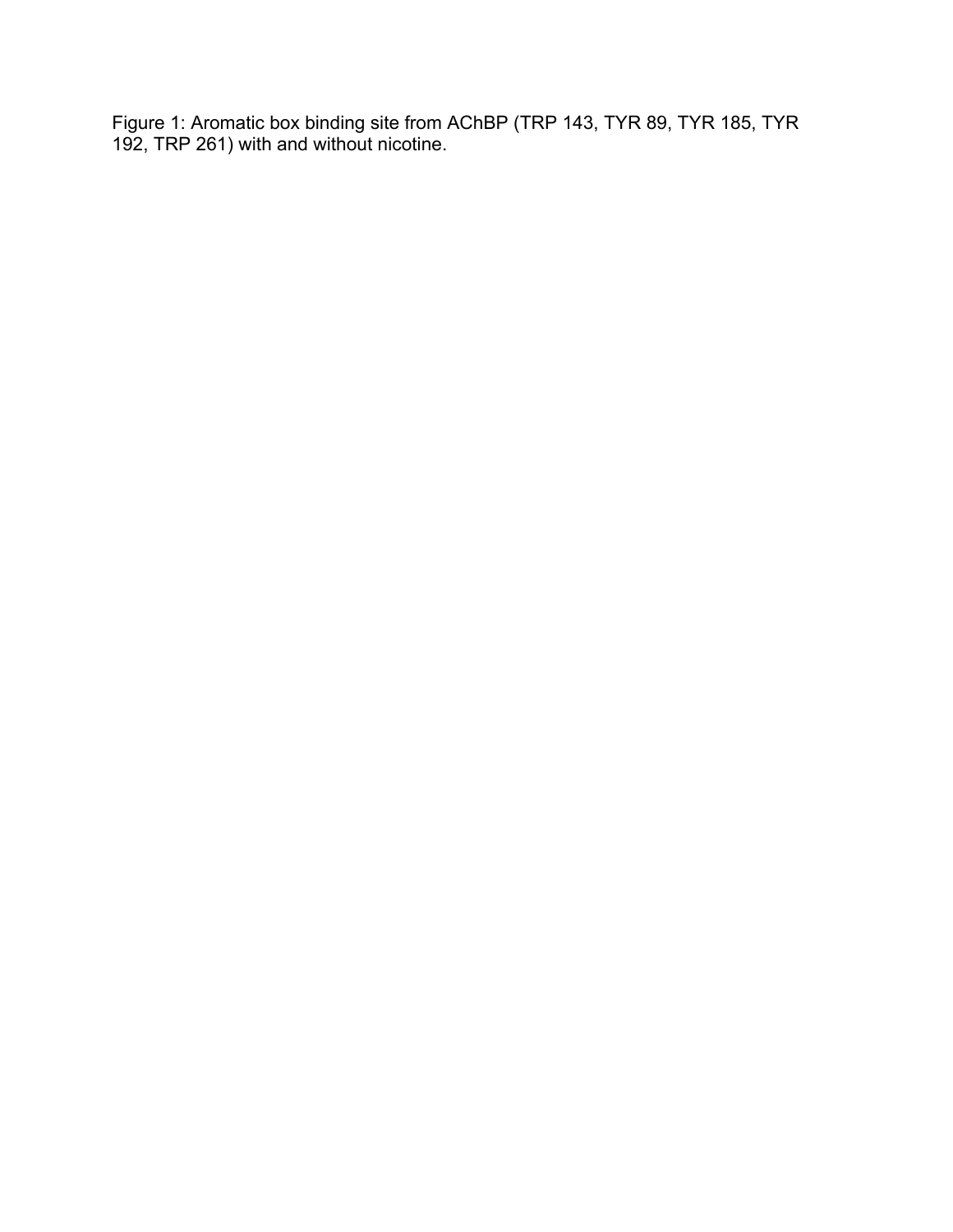Figure 1: Aromatic box binding site from AChBP (TRP 143, TYR 89, TYR 185, TYR 192, TRP 261) with and without nicotine.